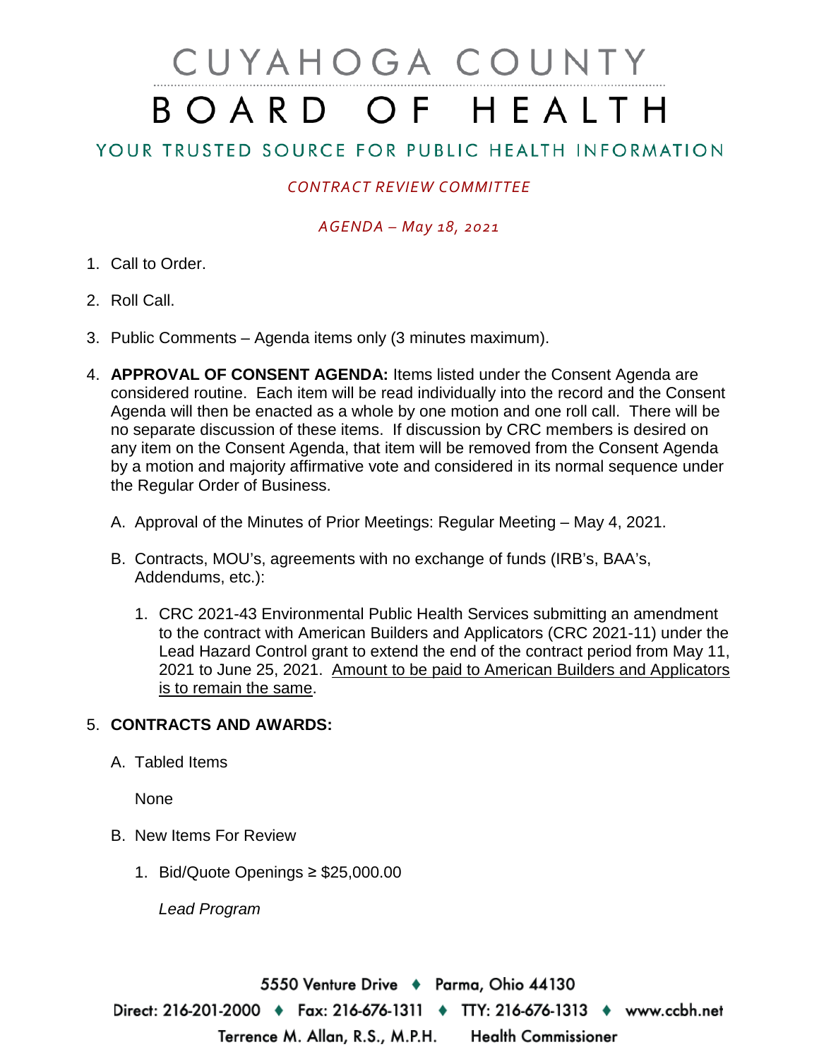# CUYAHOGA COUNTY
# BOARD OF HEALTH

## YOUR TRUSTED SOURCE FOR PUBLIC HEALTH INFORMATION

*CONTRACT REVIEW COMMITTEE*

*AGENDA – May 18, 2021*

1. Call to Order.
2. Roll Call.
3. Public Comments – Agenda items only (3 minutes maximum).
4. **APPROVAL OF CONSENT AGENDA:** Items listed under the Consent Agenda are considered routine. Each item will be read individually into the record and the Consent Agenda will then be enacted as a whole by one motion and one roll call. There will be no separate discussion of these items. If discussion by CRC members is desired on any item on the Consent Agenda, that item will be removed from the Consent Agenda by a motion and majority affirmative vote and considered in its normal sequence under the Regular Order of Business.

   A. Approval of the Minutes of Prior Meetings: Regular Meeting – May 4, 2021.

   B. Contracts, MOU's, agreements with no exchange of funds (IRB's, BAA's, Addendums, etc.):

      1. CRC 2021-43 Environmental Public Health Services submitting an amendment to the contract with American Builders and Applicators (CRC 2021-11) under the Lead Hazard Control grant to extend the end of the contract period from May 11, 2021 to June 25, 2021. <u>Amount to be paid to American Builders and Applicators is to remain the same</u>.

5. **CONTRACTS AND AWARDS:**

   A. Tabled Items

      None

   B. New Items For Review

      1. Bid/Quote Openings ≥ $25,000.00

         *Lead Program*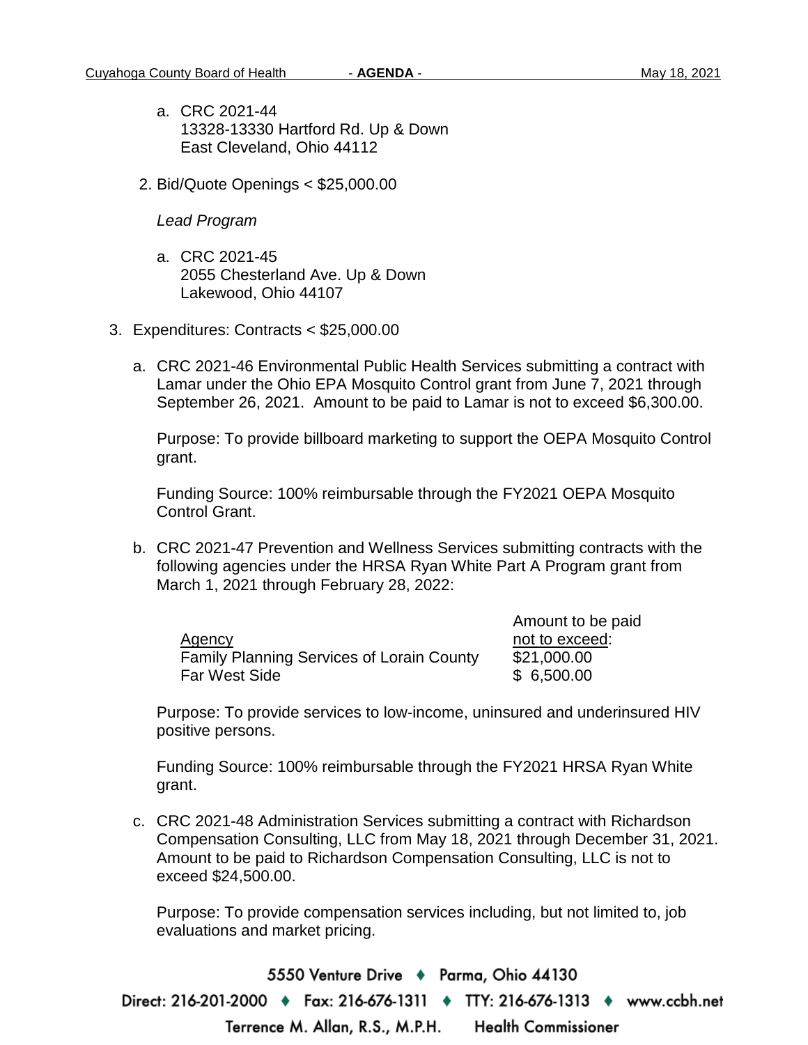a. CRC 2021-44
   13328-13330 Hartford Rd. Up & Down
   East Cleveland, Ohio 44112

2. Bid/Quote Openings < $25,000.00

   *Lead Program*

   a. CRC 2021-45
      2055 Chesterland Ave. Up & Down
      Lakewood, Ohio 44107

3. Expenditures: Contracts < $25,000.00

   a. CRC 2021-46 Environmental Public Health Services submitting a contract with Lamar under the Ohio EPA Mosquito Control grant from June 7, 2021 through September 26, 2021. Amount to be paid to Lamar is not to exceed $6,300.00.

      Purpose: To provide billboard marketing to support the OEPA Mosquito Control grant.

      Funding Source: 100% reimbursable through the FY2021 OEPA Mosquito Control Grant.

   b. CRC 2021-47 Prevention and Wellness Services submitting contracts with the following agencies under the HRSA Ryan White Part A Program grant from March 1, 2021 through February 28, 2022:

      | Agency | Amount to be paid not to exceed: |
      |---|---|
      | Family Planning Services of Lorain County | $21,000.00 |
      | Far West Side | $ 6,500.00 |

      Purpose: To provide services to low-income, uninsured and underinsured HIV positive persons.

      Funding Source: 100% reimbursable through the FY2021 HRSA Ryan White grant.

   c. CRC 2021-48 Administration Services submitting a contract with Richardson Compensation Consulting, LLC from May 18, 2021 through December 31, 2021. Amount to be paid to Richardson Compensation Consulting, LLC is not to exceed $24,500.00.

      Purpose: To provide compensation services including, but not limited to, job evaluations and market pricing.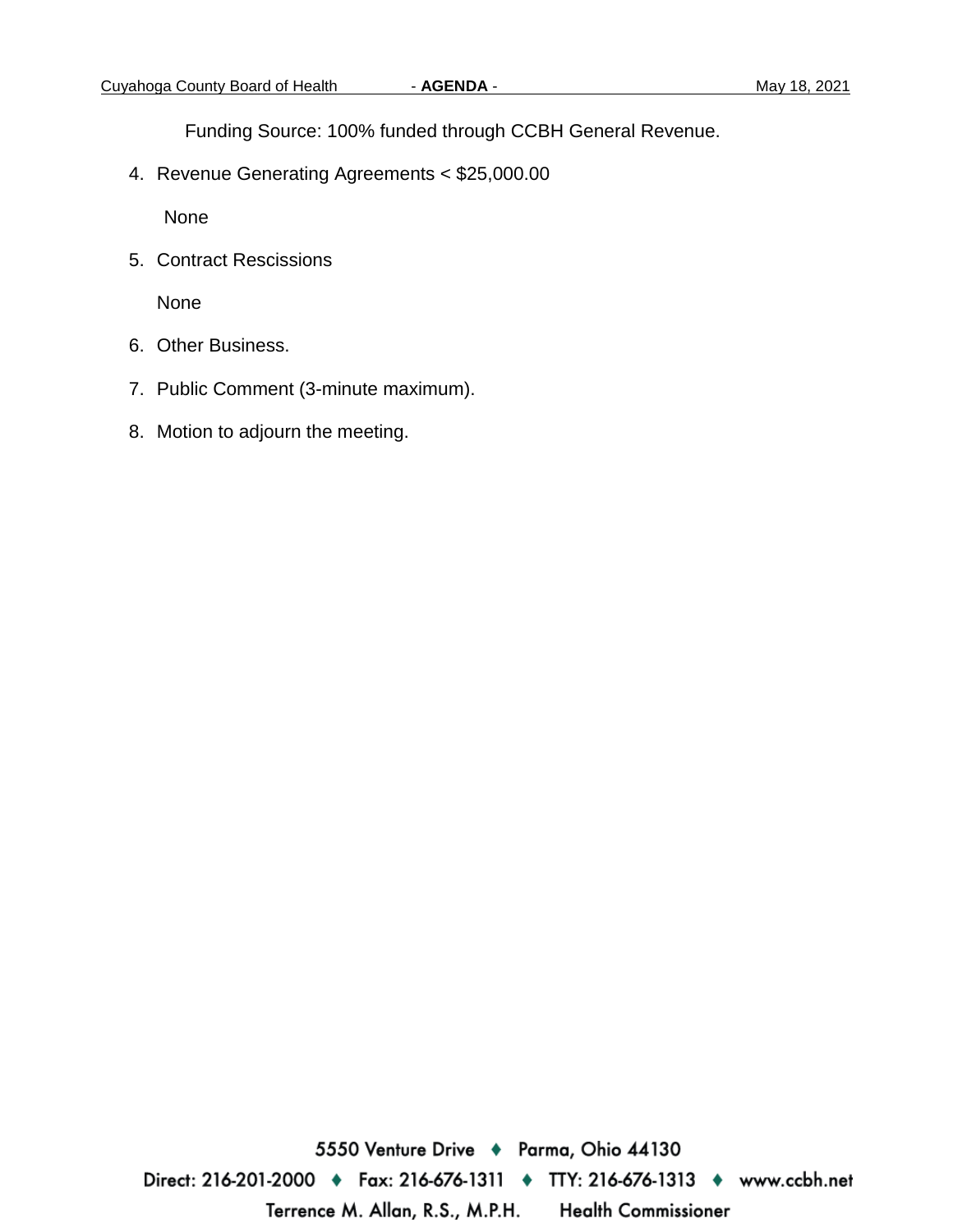Funding Source: 100% funded through CCBH General Revenue.

4. Revenue Generating Agreements < $25,000.00

   None

5. Contract Rescissions

   None

6. Other Business.

7. Public Comment (3-minute maximum).

8. Motion to adjourn the meeting.